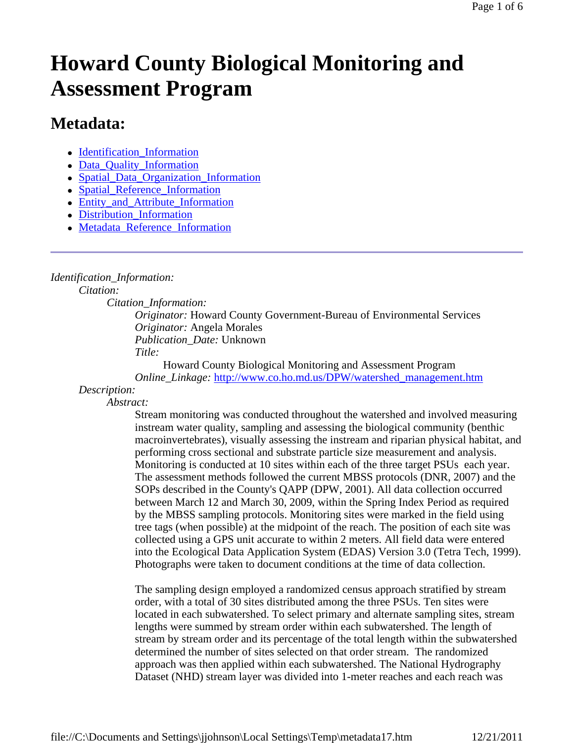# Howard County Biological Monitoring and Assessment Program

## Metadata:

- Identification_Information
- Data_Quality_Information
- Spatial_Data_Organization_Information
- Spatial_Reference_Information
- Entity_and_Attribute_Information
- Distribution_Information
- Metadata_Reference_Information

---

*Identification_Information:*

*Citation:*

*Citation_Information:*

*Originator:* Howard County Government-Bureau of Environmental Services

*Originator:* Angela Morales

*Publication_Date:* Unknown

*Title:*

Howard County Biological Monitoring and Assessment Program

*Online_Linkage:* http://www.co.ho.md.us/DPW/watershed_management.htm

*Description:*

*Abstract:*

Stream monitoring was conducted throughout the watershed and involved measuring instream water quality, sampling and assessing the biological community (benthic macroinvertebrates), visually assessing the instream and riparian physical habitat, and performing cross sectional and substrate particle size measurement and analysis. Monitoring is conducted at 10 sites within each of the three target PSUs each year. The assessment methods followed the current MBSS protocols (DNR, 2007) and the SOPs described in the County's QAPP (DPW, 2001). All data collection occurred between March 12 and March 30, 2009, within the Spring Index Period as required by the MBSS sampling protocols. Monitoring sites were marked in the field using tree tags (when possible) at the midpoint of the reach. The position of each site was collected using a GPS unit accurate to within 2 meters. All field data were entered into the Ecological Data Application System (EDAS) Version 3.0 (Tetra Tech, 1999). Photographs were taken to document conditions at the time of data collection.

The sampling design employed a randomized census approach stratified by stream order, with a total of 30 sites distributed among the three PSUs. Ten sites were located in each subwatershed. To select primary and alternate sampling sites, stream lengths were summed by stream order within each subwatershed. The length of stream by stream order and its percentage of the total length within the subwatershed determined the number of sites selected on that order stream. The randomized approach was then applied within each subwatershed. The National Hydrography Dataset (NHD) stream layer was divided into 1-meter reaches and each reach was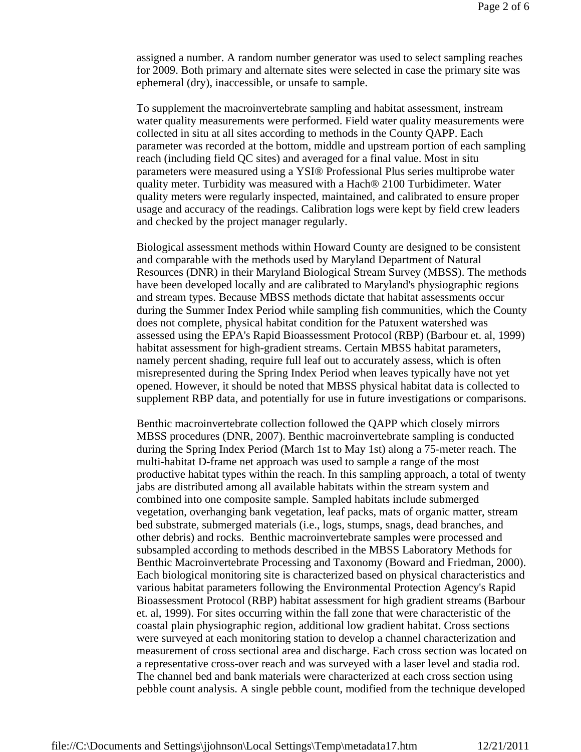assigned a number. A random number generator was used to select sampling reaches for 2009. Both primary and alternate sites were selected in case the primary site was ephemeral (dry), inaccessible, or unsafe to sample.

To supplement the macroinvertebrate sampling and habitat assessment, instream water quality measurements were performed. Field water quality measurements were collected in situ at all sites according to methods in the County QAPP. Each parameter was recorded at the bottom, middle and upstream portion of each sampling reach (including field QC sites) and averaged for a final value. Most in situ parameters were measured using a YSI® Professional Plus series multiprobe water quality meter. Turbidity was measured with a Hach® 2100 Turbidimeter. Water quality meters were regularly inspected, maintained, and calibrated to ensure proper usage and accuracy of the readings. Calibration logs were kept by field crew leaders and checked by the project manager regularly.

Biological assessment methods within Howard County are designed to be consistent and comparable with the methods used by Maryland Department of Natural Resources (DNR) in their Maryland Biological Stream Survey (MBSS). The methods have been developed locally and are calibrated to Maryland's physiographic regions and stream types. Because MBSS methods dictate that habitat assessments occur during the Summer Index Period while sampling fish communities, which the County does not complete, physical habitat condition for the Patuxent watershed was assessed using the EPA's Rapid Bioassessment Protocol (RBP) (Barbour et. al, 1999) habitat assessment for high-gradient streams. Certain MBSS habitat parameters, namely percent shading, require full leaf out to accurately assess, which is often misrepresented during the Spring Index Period when leaves typically have not yet opened. However, it should be noted that MBSS physical habitat data is collected to supplement RBP data, and potentially for use in future investigations or comparisons.

Benthic macroinvertebrate collection followed the QAPP which closely mirrors MBSS procedures (DNR, 2007). Benthic macroinvertebrate sampling is conducted during the Spring Index Period (March 1st to May 1st) along a 75-meter reach. The multi-habitat D-frame net approach was used to sample a range of the most productive habitat types within the reach. In this sampling approach, a total of twenty jabs are distributed among all available habitats within the stream system and combined into one composite sample. Sampled habitats include submerged vegetation, overhanging bank vegetation, leaf packs, mats of organic matter, stream bed substrate, submerged materials (i.e., logs, stumps, snags, dead branches, and other debris) and rocks. Benthic macroinvertebrate samples were processed and subsampled according to methods described in the MBSS Laboratory Methods for Benthic Macroinvertebrate Processing and Taxonomy (Boward and Friedman, 2000). Each biological monitoring site is characterized based on physical characteristics and various habitat parameters following the Environmental Protection Agency's Rapid Bioassessment Protocol (RBP) habitat assessment for high gradient streams (Barbour et. al, 1999). For sites occurring within the fall zone that were characteristic of the coastal plain physiographic region, additional low gradient habitat. Cross sections were surveyed at each monitoring station to develop a channel characterization and measurement of cross sectional area and discharge. Each cross section was located on a representative cross-over reach and was surveyed with a laser level and stadia rod. The channel bed and bank materials were characterized at each cross section using pebble count analysis. A single pebble count, modified from the technique developed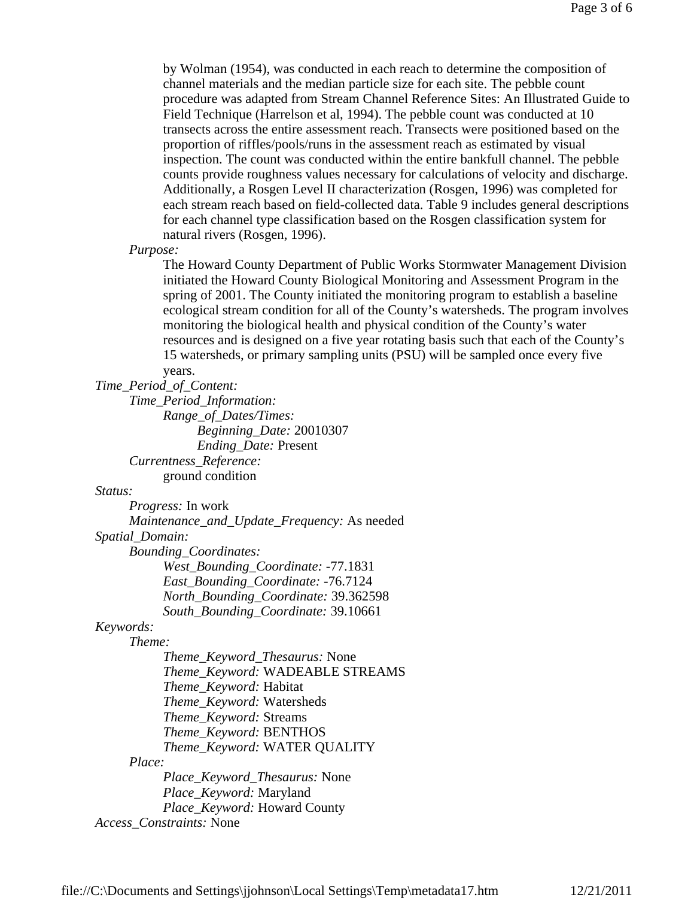by Wolman (1954), was conducted in each reach to determine the composition of channel materials and the median particle size for each site. The pebble count procedure was adapted from Stream Channel Reference Sites: An Illustrated Guide to Field Technique (Harrelson et al, 1994). The pebble count was conducted at 10 transects across the entire assessment reach. Transects were positioned based on the proportion of riffles/pools/runs in the assessment reach as estimated by visual inspection. The count was conducted within the entire bankfull channel. The pebble counts provide roughness values necessary for calculations of velocity and discharge. Additionally, a Rosgen Level II characterization (Rosgen, 1996) was completed for each stream reach based on field-collected data. Table 9 includes general descriptions for each channel type classification based on the Rosgen classification system for natural rivers (Rosgen, 1996).

*Purpose:*

The Howard County Department of Public Works Stormwater Management Division initiated the Howard County Biological Monitoring and Assessment Program in the spring of 2001. The County initiated the monitoring program to establish a baseline ecological stream condition for all of the County's watersheds. The program involves monitoring the biological health and physical condition of the County's water resources and is designed on a five year rotating basis such that each of the County's 15 watersheds, or primary sampling units (PSU) will be sampled once every five years.

*Time_Period_of_Content:*

- *Time_Period_Information:*
  - *Range_of_Dates/Times:*
    - *Beginning_Date:* 20010307
    - *Ending_Date:* Present
- *Currentness_Reference:*
  - ground condition

*Status:*

- *Progress:* In work
- *Maintenance_and_Update_Frequency:* As needed

*Spatial_Domain:*

- *Bounding_Coordinates:*
  - *West_Bounding_Coordinate:* -77.1831
  - *East_Bounding_Coordinate:* -76.7124
  - *North_Bounding_Coordinate:* 39.362598
  - *South_Bounding_Coordinate:* 39.10661

*Keywords:*

- *Theme:*
  - *Theme_Keyword_Thesaurus:* None
  - *Theme_Keyword:* WADEABLE STREAMS
  - *Theme_Keyword:* Habitat
  - *Theme_Keyword:* Watersheds
  - *Theme_Keyword:* Streams
  - *Theme_Keyword:* BENTHOS
  - *Theme_Keyword:* WATER QUALITY
- *Place:*
  - *Place_Keyword_Thesaurus:* None
  - *Place_Keyword:* Maryland
  - *Place_Keyword:* Howard County

*Access_Constraints:* None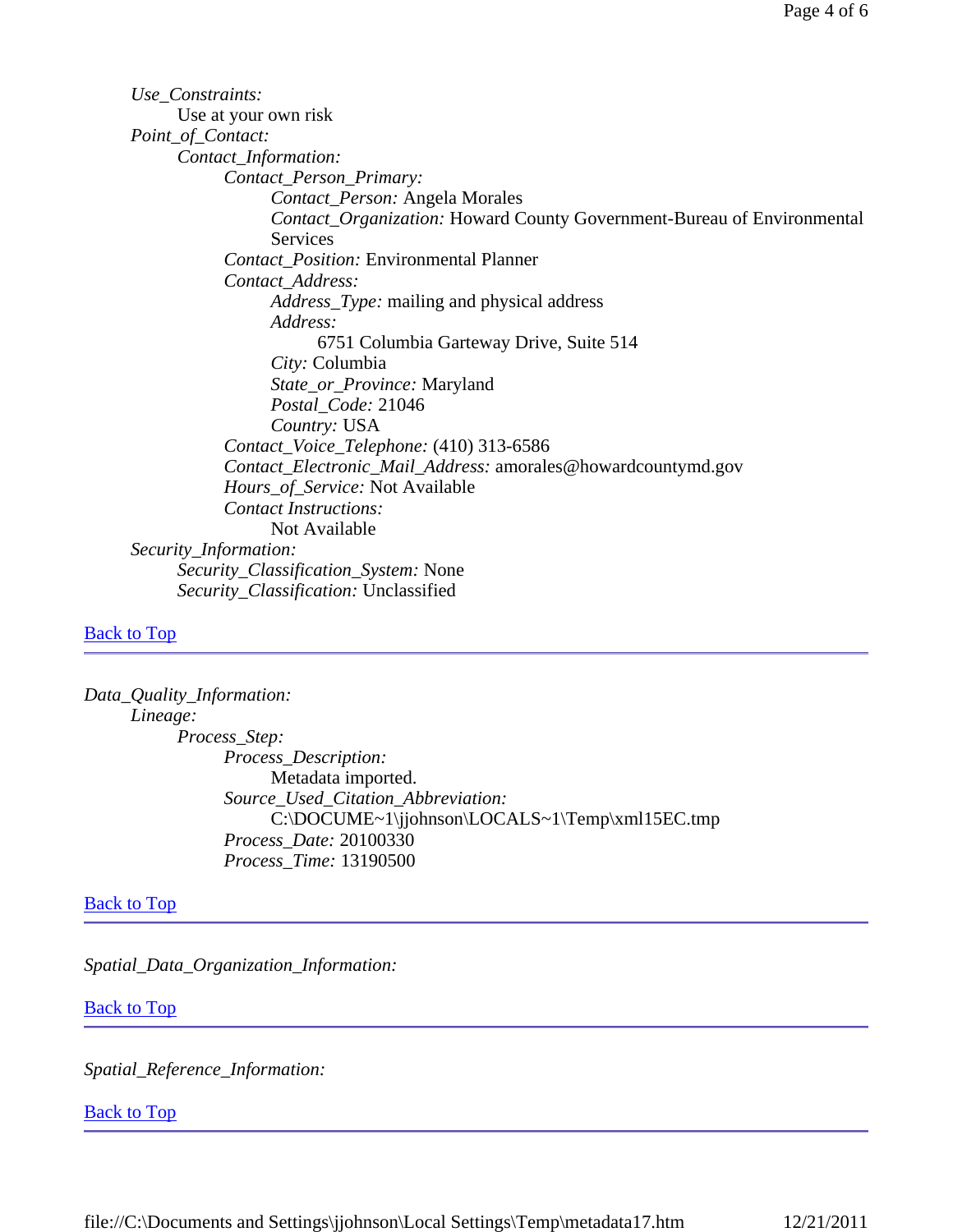*Use_Constraints:*
  Use at your own risk
*Point_of_Contact:*
  *Contact_Information:*
    *Contact_Person_Primary:*
      *Contact_Person:* Angela Morales
      *Contact_Organization:* Howard County Government-Bureau of Environmental Services
    *Contact_Position:* Environmental Planner
    *Contact_Address:*
      *Address_Type:* mailing and physical address
      *Address:*
        6751 Columbia Garteway Drive, Suite 514
      *City:* Columbia
      *State_or_Province:* Maryland
      *Postal_Code:* 21046
      *Country:* USA
    *Contact_Voice_Telephone:* (410) 313-6586
    *Contact_Electronic_Mail_Address:* amorales@howardcountymd.gov
    *Hours_of_Service:* Not Available
    *Contact Instructions:*
      Not Available
*Security_Information:*
  *Security_Classification_System:* None
  *Security_Classification:* Unclassified

Back to Top

---

*Data_Quality_Information:*
  *Lineage:*
    *Process_Step:*
      *Process_Description:*
        Metadata imported.
      *Source_Used_Citation_Abbreviation:*
        C:\DOCUME~1\jjohnson\LOCALS~1\Temp\xml15EC.tmp
      *Process_Date:* 20100330
      *Process_Time:* 13190500

Back to Top

---

*Spatial_Data_Organization_Information:*

Back to Top

---

*Spatial_Reference_Information:*

Back to Top

---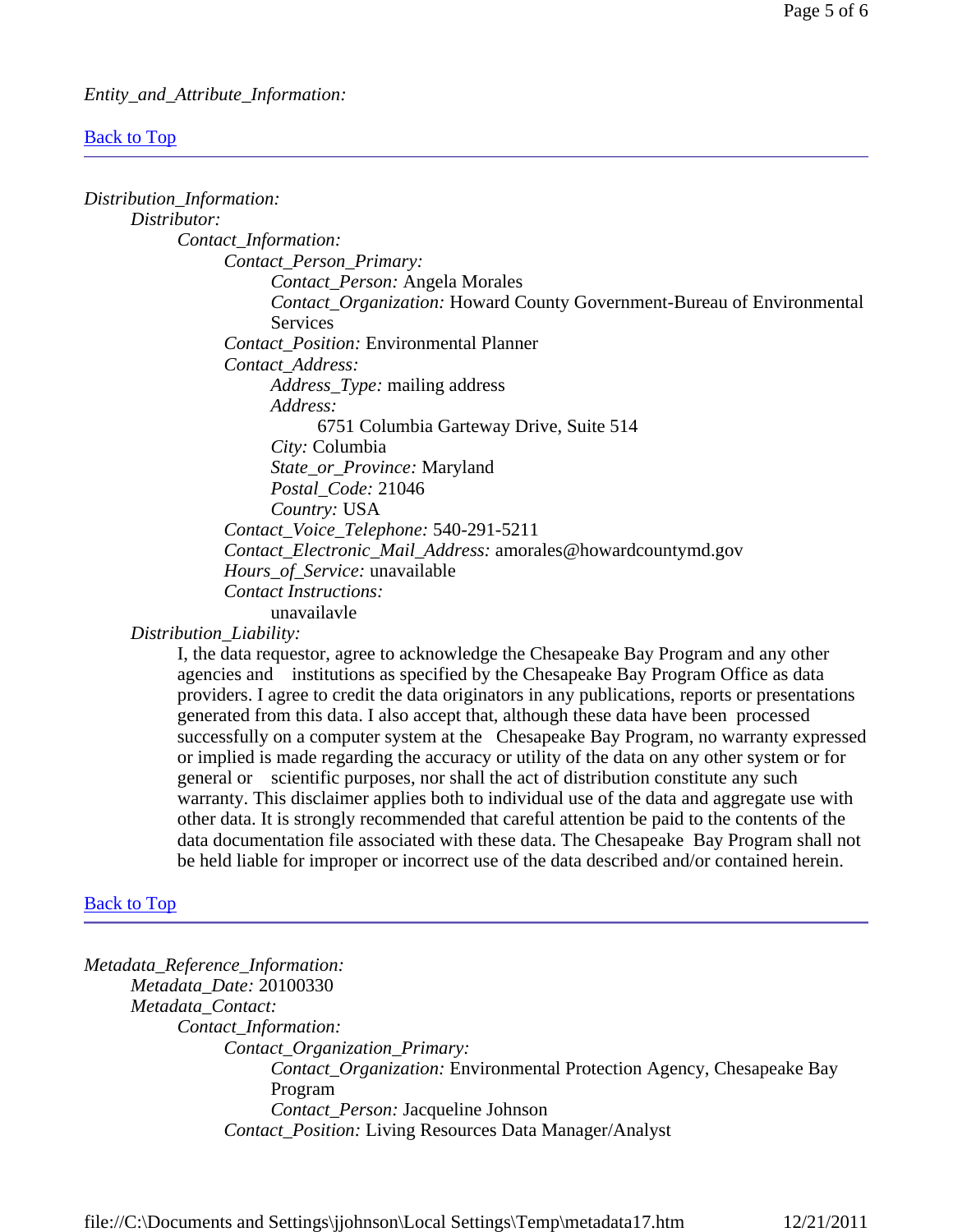*Entity_and_Attribute_Information:*

[Back to Top]

---

*Distribution_Information:*

- *Distributor:*
  - *Contact_Information:*
    - *Contact_Person_Primary:*
      - *Contact_Person:* Angela Morales
      - *Contact_Organization:* Howard County Government-Bureau of Environmental Services
    - *Contact_Position:* Environmental Planner
    - *Contact_Address:*
      - *Address_Type:* mailing address
      - *Address:*
        - 6751 Columbia Garteway Drive, Suite 514
      - *City:* Columbia
      - *State_or_Province:* Maryland
      - *Postal_Code:* 21046
      - *Country:* USA
    - *Contact_Voice_Telephone:* 540-291-5211
    - *Contact_Electronic_Mail_Address:* amorales@howardcountymd.gov
    - *Hours_of_Service:* unavailable
    - *Contact Instructions:*
      - unavailavle
- *Distribution_Liability:*
  - I, the data requestor, agree to acknowledge the Chesapeake Bay Program and any other agencies and institutions as specified by the Chesapeake Bay Program Office as data providers. I agree to credit the data originators in any publications, reports or presentations generated from this data. I also accept that, although these data have been processed successfully on a computer system at the Chesapeake Bay Program, no warranty expressed or implied is made regarding the accuracy or utility of the data on any other system or for general or scientific purposes, nor shall the act of distribution constitute any such warranty. This disclaimer applies both to individual use of the data and aggregate use with other data. It is strongly recommended that careful attention be paid to the contents of the data documentation file associated with these data. The Chesapeake Bay Program shall not be held liable for improper or incorrect use of the data described and/or contained herein.

[Back to Top]

---

*Metadata_Reference_Information:*

- *Metadata_Date:* 20100330
- *Metadata_Contact:*
  - *Contact_Information:*
    - *Contact_Organization_Primary:*
      - *Contact_Organization:* Environmental Protection Agency, Chesapeake Bay Program
      - *Contact_Person:* Jacqueline Johnson
    - *Contact_Position:* Living Resources Data Manager/Analyst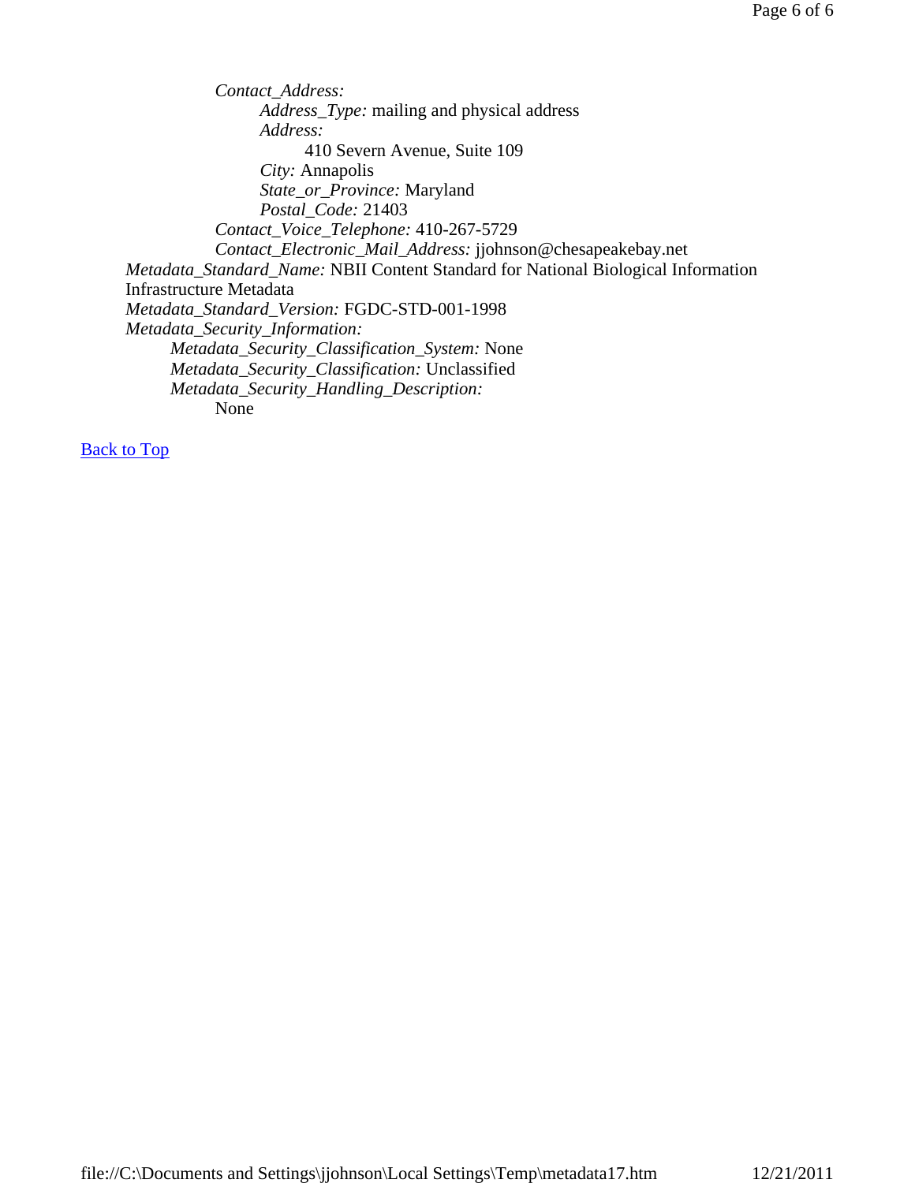*Contact_Address:*

*Address_Type:* mailing and physical address

*Address:*

410 Severn Avenue, Suite 109

*City:* Annapolis

*State_or_Province:* Maryland

*Postal_Code:* 21403

*Contact_Voice_Telephone:* 410-267-5729

*Contact_Electronic_Mail_Address:* jjohnson@chesapeakebay.net

*Metadata_Standard_Name:* NBII Content Standard for National Biological Information Infrastructure Metadata

*Metadata_Standard_Version:* FGDC-STD-001-1998

*Metadata_Security_Information:*

*Metadata_Security_Classification_System:* None

*Metadata_Security_Classification:* Unclassified

*Metadata_Security_Handling_Description:*

None

Back to Top